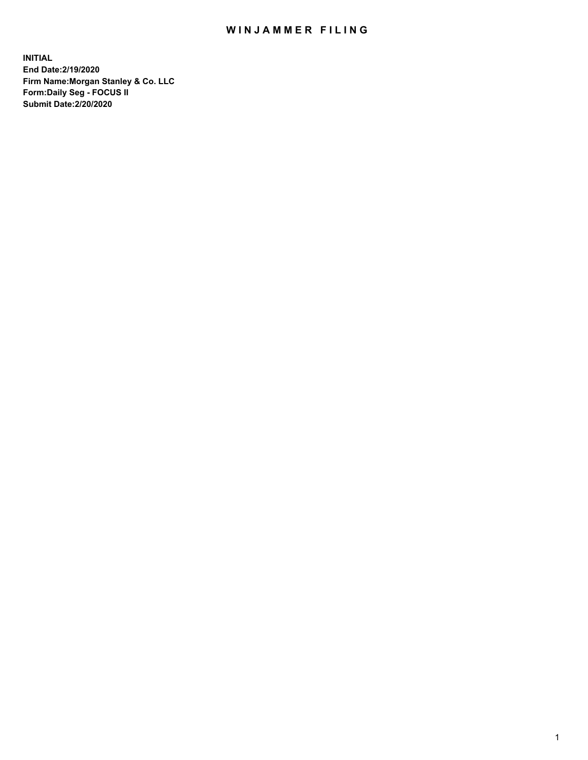# WINJAMMER FILING

**INITIAL**
**End Date:2/19/2020**
**Firm Name:Morgan Stanley & Co. LLC**
**Form:Daily Seg - FOCUS II**
**Submit Date:2/20/2020**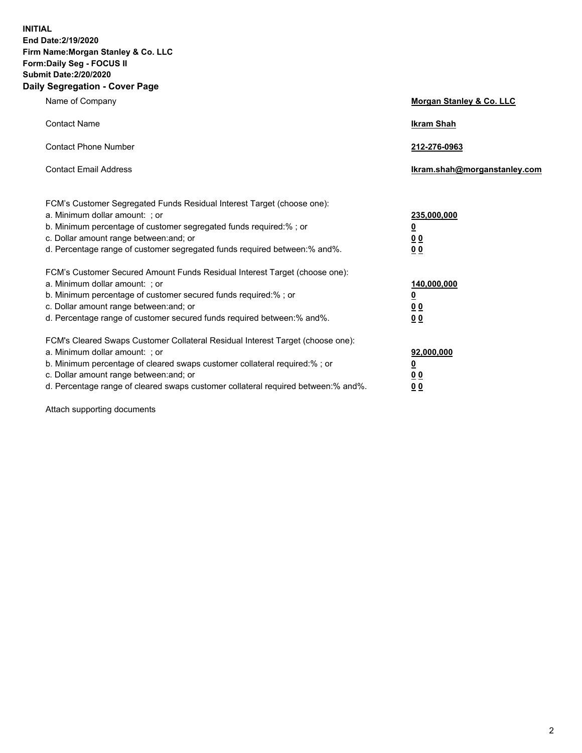**INITIAL**
**End Date:2/19/2020**
**Firm Name:Morgan Stanley & Co. LLC**
**Form:Daily Seg - FOCUS II**
**Submit Date:2/20/2020**

## Daily Segregation - Cover Page

| | |
|---|---|
| Name of Company | **Morgan Stanley & Co. LLC** |
| Contact Name | **Ikram Shah** |
| Contact Phone Number | **212-276-0963** |
| Contact Email Address | **Ikram.shah@morganstanley.com** |

| | |
|---|---|
| FCM's Customer Segregated Funds Residual Interest Target (choose one): | |
| a. Minimum dollar amount: ; or | **235,000,000** |
| b. Minimum percentage of customer segregated funds required:% ; or | **0** |
| c. Dollar amount range between:and; or | **0 0** |
| d. Percentage range of customer segregated funds required between:% and%. | **0 0** |
| FCM's Customer Secured Amount Funds Residual Interest Target (choose one): | |
| a. Minimum dollar amount: ; or | **140,000,000** |
| b. Minimum percentage of customer secured funds required:% ; or | **0** |
| c. Dollar amount range between:and; or | **0 0** |
| d. Percentage range of customer secured funds required between:% and%. | **0 0** |
| FCM's Cleared Swaps Customer Collateral Residual Interest Target (choose one): | |
| a. Minimum dollar amount: ; or | **92,000,000** |
| b. Minimum percentage of cleared swaps customer collateral required:% ; or | **0** |
| c. Dollar amount range between:and; or | **0 0** |
| d. Percentage range of cleared swaps customer collateral required between:% and%. | **0 0** |

Attach supporting documents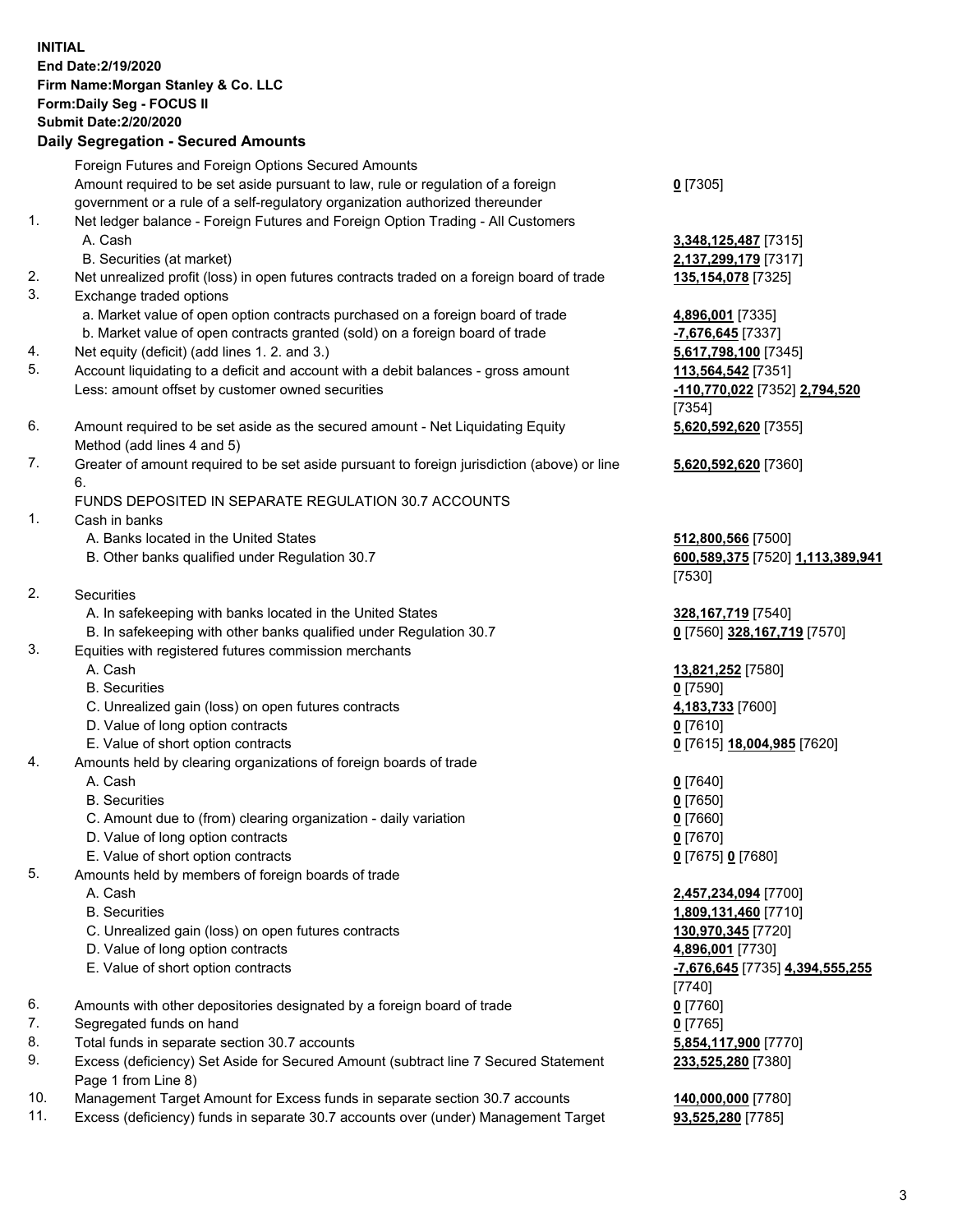**INITIAL**
**End Date:2/19/2020**
**Firm Name:Morgan Stanley & Co. LLC**
**Form:Daily Seg - FOCUS II**
**Submit Date:2/20/2020**

**Daily Segregation - Secured Amounts**

| | | |
|---|---|---|
| | Foreign Futures and Foreign Options Secured Amounts | |
| | Amount required to be set aside pursuant to law, rule or regulation of a foreign government or a rule of a self-regulatory organization authorized thereunder | **0** [7305] |
| 1. | Net ledger balance - Foreign Futures and Foreign Option Trading - All Customers | |
| | A. Cash | **3,348,125,487** [7315] |
| | B. Securities (at market) | **2,137,299,179** [7317] |
| 2. | Net unrealized profit (loss) in open futures contracts traded on a foreign board of trade | **135,154,078** [7325] |
| 3. | Exchange traded options | |
| | a. Market value of open option contracts purchased on a foreign board of trade | **4,896,001** [7335] |
| | b. Market value of open contracts granted (sold) on a foreign board of trade | **-7,676,645** [7337] |
| 4. | Net equity (deficit) (add lines 1. 2. and 3.) | **5,617,798,100** [7345] |
| 5. | Account liquidating to a deficit and account with a debit balances - gross amount | **113,564,542** [7351] |
| | Less: amount offset by customer owned securities | **-110,770,022** [7352] **2,794,520** [7354] |
| 6. | Amount required to be set aside as the secured amount - Net Liquidating Equity Method (add lines 4 and 5) | **5,620,592,620** [7355] |
| 7. | Greater of amount required to be set aside pursuant to foreign jurisdiction (above) or line 6. | **5,620,592,620** [7360] |
| | FUNDS DEPOSITED IN SEPARATE REGULATION 30.7 ACCOUNTS | |
| 1. | Cash in banks | |
| | A. Banks located in the United States | **512,800,566** [7500] |
| | B. Other banks qualified under Regulation 30.7 | **600,589,375** [7520] **1,113,389,941** [7530] |
| 2. | Securities | |
| | A. In safekeeping with banks located in the United States | **328,167,719** [7540] |
| | B. In safekeeping with other banks qualified under Regulation 30.7 | **0** [7560] **328,167,719** [7570] |
| 3. | Equities with registered futures commission merchants | |
| | A. Cash | **13,821,252** [7580] |
| | B. Securities | **0** [7590] |
| | C. Unrealized gain (loss) on open futures contracts | **4,183,733** [7600] |
| | D. Value of long option contracts | **0** [7610] |
| | E. Value of short option contracts | **0** [7615] **18,004,985** [7620] |
| 4. | Amounts held by clearing organizations of foreign boards of trade | |
| | A. Cash | **0** [7640] |
| | B. Securities | **0** [7650] |
| | C. Amount due to (from) clearing organization - daily variation | **0** [7660] |
| | D. Value of long option contracts | **0** [7670] |
| | E. Value of short option contracts | **0** [7675] **0** [7680] |
| 5. | Amounts held by members of foreign boards of trade | |
| | A. Cash | **2,457,234,094** [7700] |
| | B. Securities | **1,809,131,460** [7710] |
| | C. Unrealized gain (loss) on open futures contracts | **130,970,345** [7720] |
| | D. Value of long option contracts | **4,896,001** [7730] |
| | E. Value of short option contracts | **-7,676,645** [7735] **4,394,555,255** [7740] |
| 6. | Amounts with other depositories designated by a foreign board of trade | **0** [7760] |
| 7. | Segregated funds on hand | **0** [7765] |
| 8. | Total funds in separate section 30.7 accounts | **5,854,117,900** [7770] |
| 9. | Excess (deficiency) Set Aside for Secured Amount (subtract line 7 Secured Statement Page 1 from Line 8) | **233,525,280** [7380] |
| 10. | Management Target Amount for Excess funds in separate section 30.7 accounts | **140,000,000** [7780] |
| 11. | Excess (deficiency) funds in separate 30.7 accounts over (under) Management Target | **93,525,280** [7785] |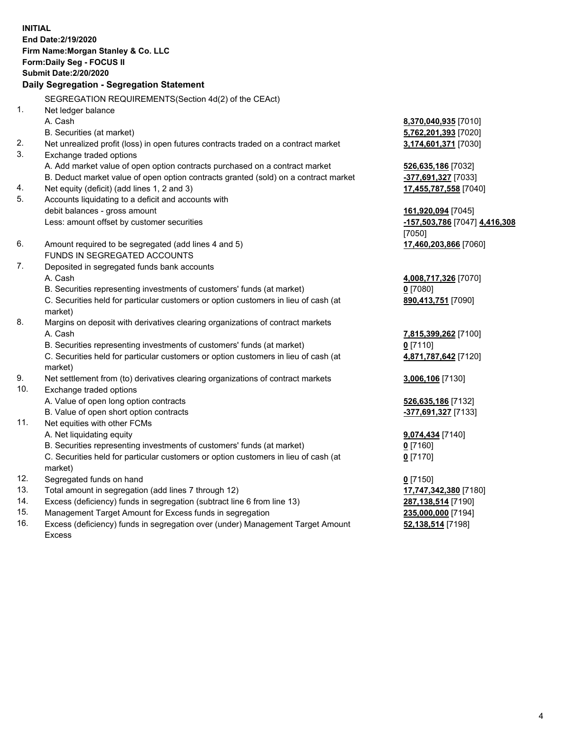**INITIAL**
**End Date:2/19/2020**
**Firm Name:Morgan Stanley & Co. LLC**
**Form:Daily Seg - FOCUS II**
**Submit Date:2/20/2020**
**Daily Segregation - Segregation Statement**

| | | |
|---|---|---|
| | SEGREGATION REQUIREMENTS(Section 4d(2) of the CEAct) | |
| 1. | Net ledger balance | |
| | A. Cash | **8,370,040,935** [7010] |
| | B. Securities (at market) | **5,762,201,393** [7020] |
| 2. | Net unrealized profit (loss) in open futures contracts traded on a contract market | **3,174,601,371** [7030] |
| 3. | Exchange traded options | |
| | A. Add market value of open option contracts purchased on a contract market | **526,635,186** [7032] |
| | B. Deduct market value of open option contracts granted (sold) on a contract market | **-377,691,327** [7033] |
| 4. | Net equity (deficit) (add lines 1, 2 and 3) | **17,455,787,558** [7040] |
| 5. | Accounts liquidating to a deficit and accounts with debit balances - gross amount | **161,920,094** [7045] |
| | Less: amount offset by customer securities | **-157,503,786** [7047] **4,416,308** [7050] |
| 6. | Amount required to be segregated (add lines 4 and 5) | **17,460,203,866** [7060] |
| | FUNDS IN SEGREGATED ACCOUNTS | |
| 7. | Deposited in segregated funds bank accounts | |
| | A. Cash | **4,008,717,326** [7070] |
| | B. Securities representing investments of customers' funds (at market) | **0** [7080] |
| | C. Securities held for particular customers or option customers in lieu of cash (at market) | **890,413,751** [7090] |
| 8. | Margins on deposit with derivatives clearing organizations of contract markets | |
| | A. Cash | **7,815,399,262** [7100] |
| | B. Securities representing investments of customers' funds (at market) | **0** [7110] |
| | C. Securities held for particular customers or option customers in lieu of cash (at market) | **4,871,787,642** [7120] |
| 9. | Net settlement from (to) derivatives clearing organizations of contract markets | **3,006,106** [7130] |
| 10. | Exchange traded options | |
| | A. Value of open long option contracts | **526,635,186** [7132] |
| | B. Value of open short option contracts | **-377,691,327** [7133] |
| 11. | Net equities with other FCMs | |
| | A. Net liquidating equity | **9,074,434** [7140] |
| | B. Securities representing investments of customers' funds (at market) | **0** [7160] |
| | C. Securities held for particular customers or option customers in lieu of cash (at market) | **0** [7170] |
| 12. | Segregated funds on hand | **0** [7150] |
| 13. | Total amount in segregation (add lines 7 through 12) | **17,747,342,380** [7180] |
| 14. | Excess (deficiency) funds in segregation (subtract line 6 from line 13) | **287,138,514** [7190] |
| 15. | Management Target Amount for Excess funds in segregation | **235,000,000** [7194] |
| 16. | Excess (deficiency) funds in segregation over (under) Management Target Amount Excess | **52,138,514** [7198] |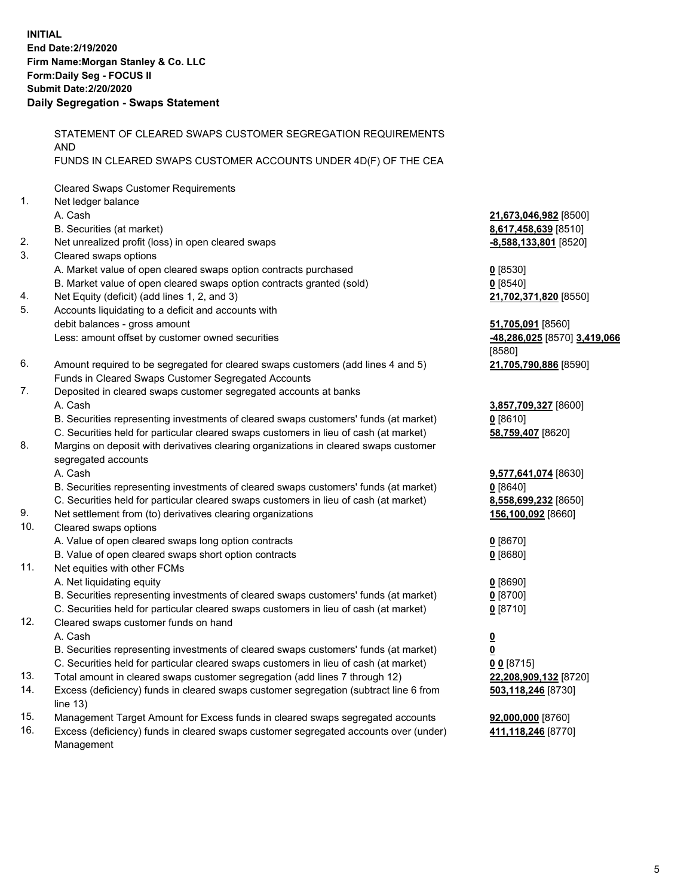**INITIAL**
**End Date:2/19/2020**
**Firm Name:Morgan Stanley & Co. LLC**
**Form:Daily Seg - FOCUS II**
**Submit Date:2/20/2020**
**Daily Segregation - Swaps Statement**

STATEMENT OF CLEARED SWAPS CUSTOMER SEGREGATION REQUIREMENTS AND
FUNDS IN CLEARED SWAPS CUSTOMER ACCOUNTS UNDER 4D(F) OF THE CEA

| | | |
|---|---|---|
| | Cleared Swaps Customer Requirements | |
| 1. | Net ledger balance | |
| | A. Cash | **21,673,046,982** [8500] |
| | B. Securities (at market) | **8,617,458,639** [8510] |
| 2. | Net unrealized profit (loss) in open cleared swaps | **-8,588,133,801** [8520] |
| 3. | Cleared swaps options | |
| | A. Market value of open cleared swaps option contracts purchased | **0** [8530] |
| | B. Market value of open cleared swaps option contracts granted (sold) | **0** [8540] |
| 4. | Net Equity (deficit) (add lines 1, 2, and 3) | **21,702,371,820** [8550] |
| 5. | Accounts liquidating to a deficit and accounts with | |
| | debit balances - gross amount | **51,705,091** [8560] |
| | Less: amount offset by customer owned securities | **-48,286,025** [8570] **3,419,066** [8580] |
| 6. | Amount required to be segregated for cleared swaps customers (add lines 4 and 5) | **21,705,790,886** [8590] |
| | Funds in Cleared Swaps Customer Segregated Accounts | |
| 7. | Deposited in cleared swaps customer segregated accounts at banks | |
| | A. Cash | **3,857,709,327** [8600] |
| | B. Securities representing investments of cleared swaps customers' funds (at market) | **0** [8610] |
| | C. Securities held for particular cleared swaps customers in lieu of cash (at market) | **58,759,407** [8620] |
| 8. | Margins on deposit with derivatives clearing organizations in cleared swaps customer segregated accounts | |
| | A. Cash | **9,577,641,074** [8630] |
| | B. Securities representing investments of cleared swaps customers' funds (at market) | **0** [8640] |
| | C. Securities held for particular cleared swaps customers in lieu of cash (at market) | **8,558,699,232** [8650] |
| 9. | Net settlement from (to) derivatives clearing organizations | **156,100,092** [8660] |
| 10. | Cleared swaps options | |
| | A. Value of open cleared swaps long option contracts | **0** [8670] |
| | B. Value of open cleared swaps short option contracts | **0** [8680] |
| 11. | Net equities with other FCMs | |
| | A. Net liquidating equity | **0** [8690] |
| | B. Securities representing investments of cleared swaps customers' funds (at market) | **0** [8700] |
| | C. Securities held for particular cleared swaps customers in lieu of cash (at market) | **0** [8710] |
| 12. | Cleared swaps customer funds on hand | |
| | A. Cash | **0** |
| | B. Securities representing investments of cleared swaps customers' funds (at market) | **0** |
| | C. Securities held for particular cleared swaps customers in lieu of cash (at market) | **0** **0** [8715] |
| 13. | Total amount in cleared swaps customer segregation (add lines 7 through 12) | **22,208,909,132** [8720] |
| 14. | Excess (deficiency) funds in cleared swaps customer segregation (subtract line 6 from line 13) | **503,118,246** [8730] |
| 15. | Management Target Amount for Excess funds in cleared swaps segregated accounts | **92,000,000** [8760] |
| 16. | Excess (deficiency) funds in cleared swaps customer segregated accounts over (under) Management | **411,118,246** [8770] |